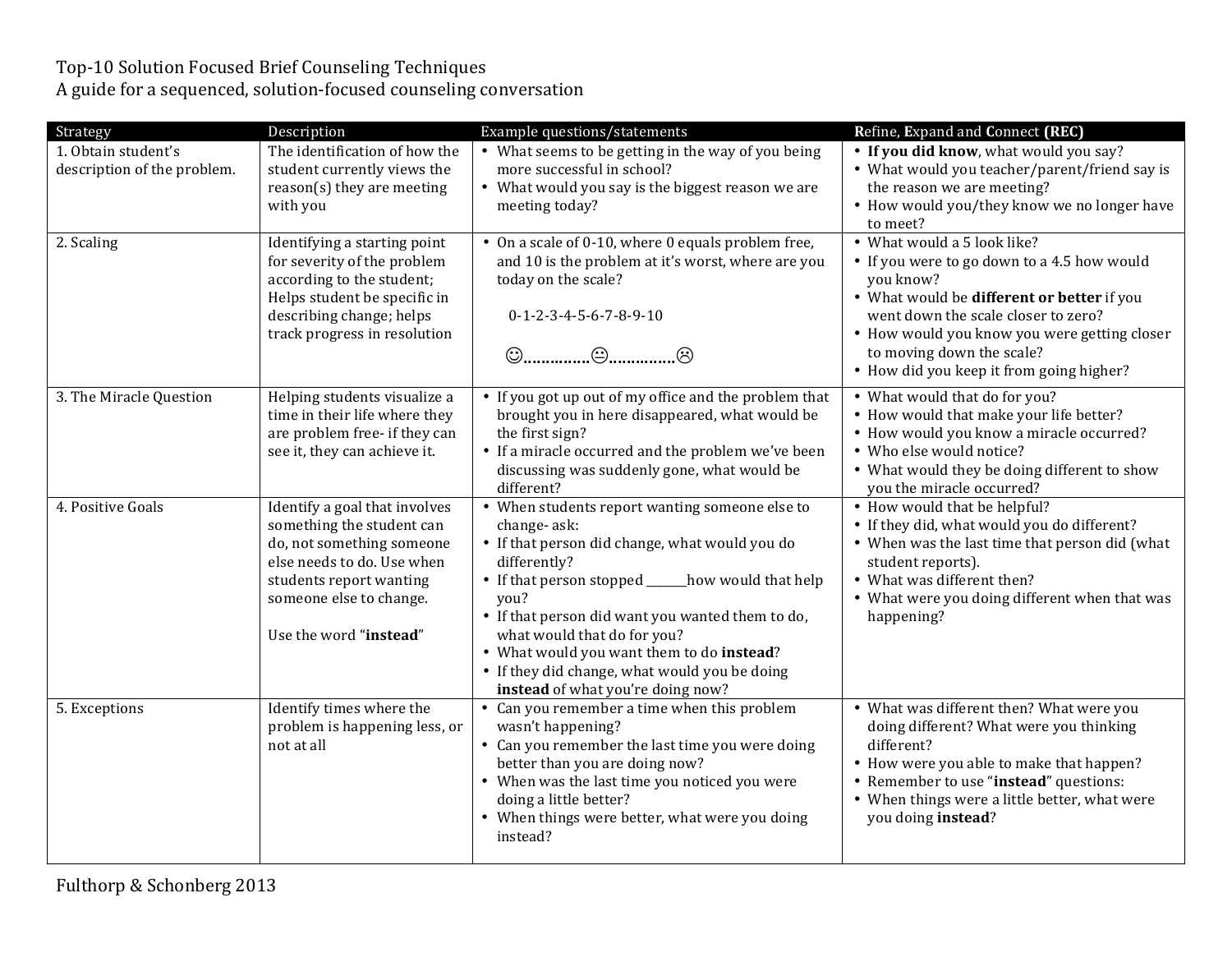Top-10 Solution Focused Brief Counseling Techniques
A guide for a sequenced, solution-focused counseling conversation

| Strategy | Description | Example questions/statements | **R**efine, **E**xpand and **C**onnect **(REC)** |
|---|---|---|---|
| 1. Obtain student's description of the problem. | The identification of how the student currently views the reason(s) they are meeting with you | • What seems to be getting in the way of you being more successful in school?<br>• What would you say is the biggest reason we are meeting today? | • **If you did know**, what would you say?<br>• What would you teacher/parent/friend say is the reason we are meeting?<br>• How would you/they know we no longer have to meet? |
| 2. Scaling | Identifying a starting point for severity of the problem according to the student; Helps student be specific in describing change; helps track progress in resolution | • On a scale of 0-10, where 0 equals problem free, and 10 is the problem at it's worst, where are you today on the scale?<br>0-1-2-3-4-5-6-7-8-9-10<br>☺…………..😐…………..☹ | • What would a 5 look like?<br>• If you were to go down to a 4.5 how would you know?<br>• What would be **different or better** if you went down the scale closer to zero?<br>• How would you know you were getting closer to moving down the scale?<br>• How did you keep it from going higher? |
| 3. The Miracle Question | Helping students visualize a time in their life where they are problem free- if they can see it, they can achieve it. | • If you got up out of my office and the problem that brought you in here disappeared, what would be the first sign?<br>• If a miracle occurred and the problem we've been discussing was suddenly gone, what would be different? | • What would that do for you?<br>• How would that make your life better?<br>• How would you know a miracle occurred?<br>• Who else would notice?<br>• What would they be doing different to show you the miracle occurred? |
| 4. Positive Goals | Identify a goal that involves something the student can do, not something someone else needs to do. Use when students report wanting someone else to change.<br><br>Use the word "**instead**" | • When students report wanting someone else to change- ask:<br>• If that person did change, what would you do differently?<br>• If that person stopped _______how would that help you?<br>• If that person did want you wanted them to do, what would that do for you?<br>• What would you want them to do **instead**?<br>• If they did change, what would you be doing **instead** of what you're doing now? | • How would that be helpful?<br>• If they did, what would you do different?<br>• When was the last time that person did (what student reports).<br>• What was different then?<br>• What were you doing different when that was happening? |
| 5. Exceptions | Identify times where the problem is happening less, or not at all | • Can you remember a time when this problem wasn't happening?<br>• Can you remember the last time you were doing better than you are doing now?<br>• When was the last time you noticed you were doing a little better?<br>• When things were better, what were you doing instead? | • What was different then? What were you doing different? What were you thinking different?<br>• How were you able to make that happen?<br>• Remember to use "**instead**" questions:<br>• When things were a little better, what were you doing **instead**? |

Fulthorp & Schonberg 2013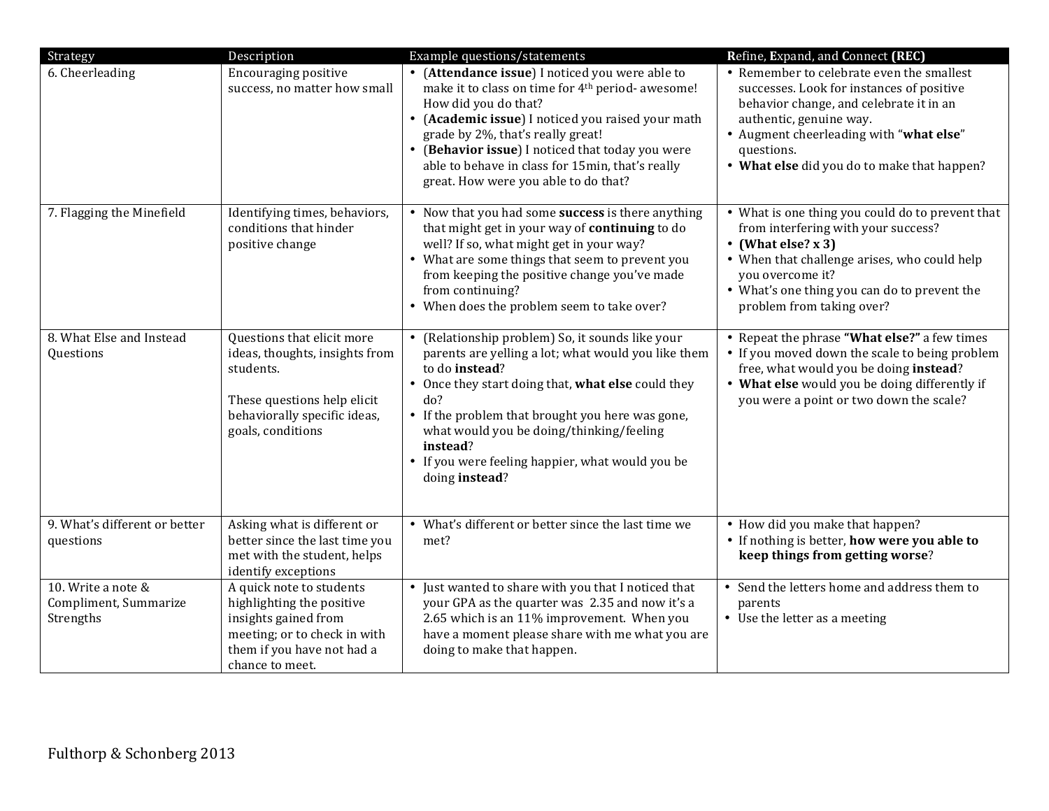| Strategy | Description | Example questions/statements | **R**efine, **E**xpand, and **C**onnect **(REC)** |
|---|---|---|---|
| 6. Cheerleading | Encouraging positive success, no matter how small | • (**Attendance issue**) I noticed you were able to make it to class on time for 4th period- awesome! How did you do that?<br>• (**Academic issue**) I noticed you raised your math grade by 2%, that's really great!<br>• (**Behavior issue**) I noticed that today you were able to behave in class for 15min, that's really great. How were you able to do that? | • Remember to celebrate even the smallest successes. Look for instances of positive behavior change, and celebrate it in an authentic, genuine way.<br>• Augment cheerleading with "**what else**" questions.<br>• **What else** did you do to make that happen? |
| 7. Flagging the Minefield | Identifying times, behaviors, conditions that hinder positive change | • Now that you had some **success** is there anything that might get in your way of **continuing** to do well? If so, what might get in your way?<br>• What are some things that seem to prevent you from keeping the positive change you've made from continuing?<br>• When does the problem seem to take over? | • What is one thing you could do to prevent that from interfering with your success?<br>• **(What else? x 3)**<br>• When that challenge arises, who could help you overcome it?<br>• What's one thing you can do to prevent the problem from taking over? |
| 8. What Else and Instead Questions | Questions that elicit more ideas, thoughts, insights from students.<br><br>These questions help elicit behaviorally specific ideas, goals, conditions | • (Relationship problem) So, it sounds like your parents are yelling a lot; what would you like them to do **instead**?<br>• Once they start doing that, **what else** could they do?<br>• If the problem that brought you here was gone, what would you be doing/thinking/feeling **instead**?<br>• If you were feeling happier, what would you be doing **instead**? | • Repeat the phrase **"What else?"** a few times<br>• If you moved down the scale to being problem free, what would you be doing **instead**?<br>• **What else** would you be doing differently if you were a point or two down the scale? |
| 9. What's different or better questions | Asking what is different or better since the last time you met with the student, helps identify exceptions | • What's different or better since the last time we met? | • How did you make that happen?<br>• If nothing is better, **how were you able to keep things from getting worse**? |
| 10. Write a note & Compliment, Summarize Strengths | A quick note to students highlighting the positive insights gained from meeting; or to check in with them if you have not had a chance to meet. | • Just wanted to share with you that I noticed that your GPA as the quarter was 2.35 and now it's a 2.65 which is an 11% improvement. When you have a moment please share with me what you are doing to make that happen. | • Send the letters home and address them to parents<br>• Use the letter as a meeting |

Fulthorp & Schonberg 2013